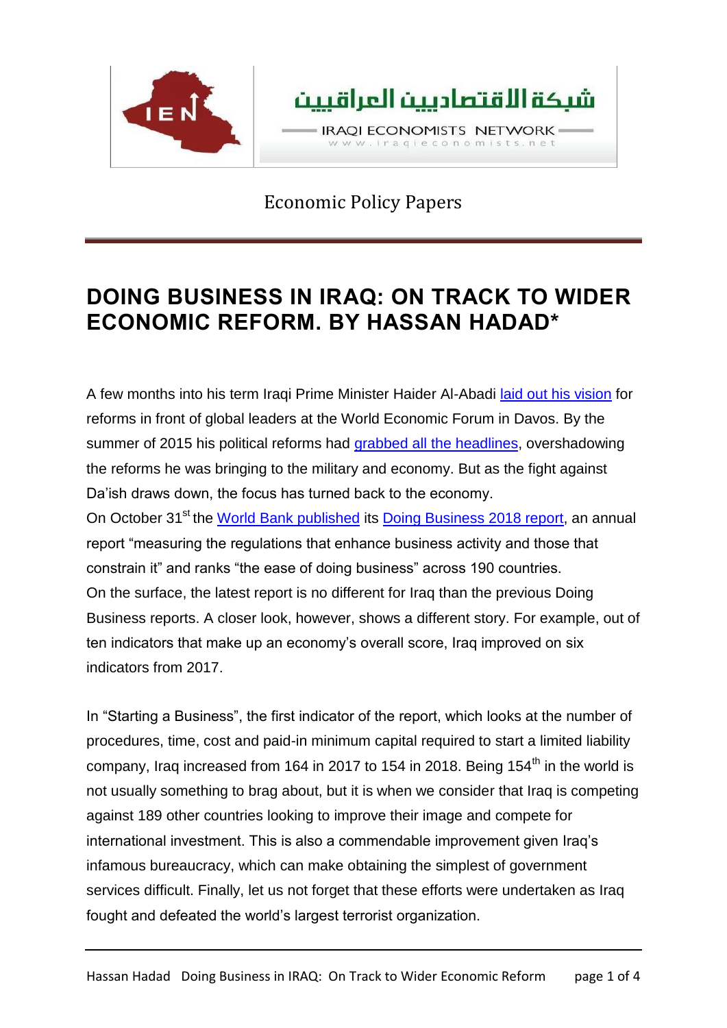شبكة الاقتصاديين العراقيين

IRAQI ECONOMISTS NETWORK

www.iraqieconomists.net

Economic Policy Papers

# DOING BUSINESS IN IRAQ: ON TRACK TO WIDER ECONOMIC REFORM. BY HASSAN HADAD*

A few months into his term Iraqi Prime Minister Haider Al-Abadi laid out his vision for reforms in front of global leaders at the World Economic Forum in Davos. By the summer of 2015 his political reforms had grabbed all the headlines, overshadowing the reforms he was bringing to the military and economy. But as the fight against Da'ish draws down, the focus has turned back to the economy.

On October 31st the World Bank published its Doing Business 2018 report, an annual report "measuring the regulations that enhance business activity and those that constrain it" and ranks "the ease of doing business" across 190 countries.

On the surface, the latest report is no different for Iraq than the previous Doing Business reports. A closer look, however, shows a different story. For example, out of ten indicators that make up an economy's overall score, Iraq improved on six indicators from 2017.

In "Starting a Business", the first indicator of the report, which looks at the number of procedures, time, cost and paid-in minimum capital required to start a limited liability company, Iraq increased from 164 in 2017 to 154 in 2018. Being 154th in the world is not usually something to brag about, but it is when we consider that Iraq is competing against 189 other countries looking to improve their image and compete for international investment. This is also a commendable improvement given Iraq's infamous bureaucracy, which can make obtaining the simplest of government services difficult. Finally, let us not forget that these efforts were undertaken as Iraq fought and defeated the world's largest terrorist organization.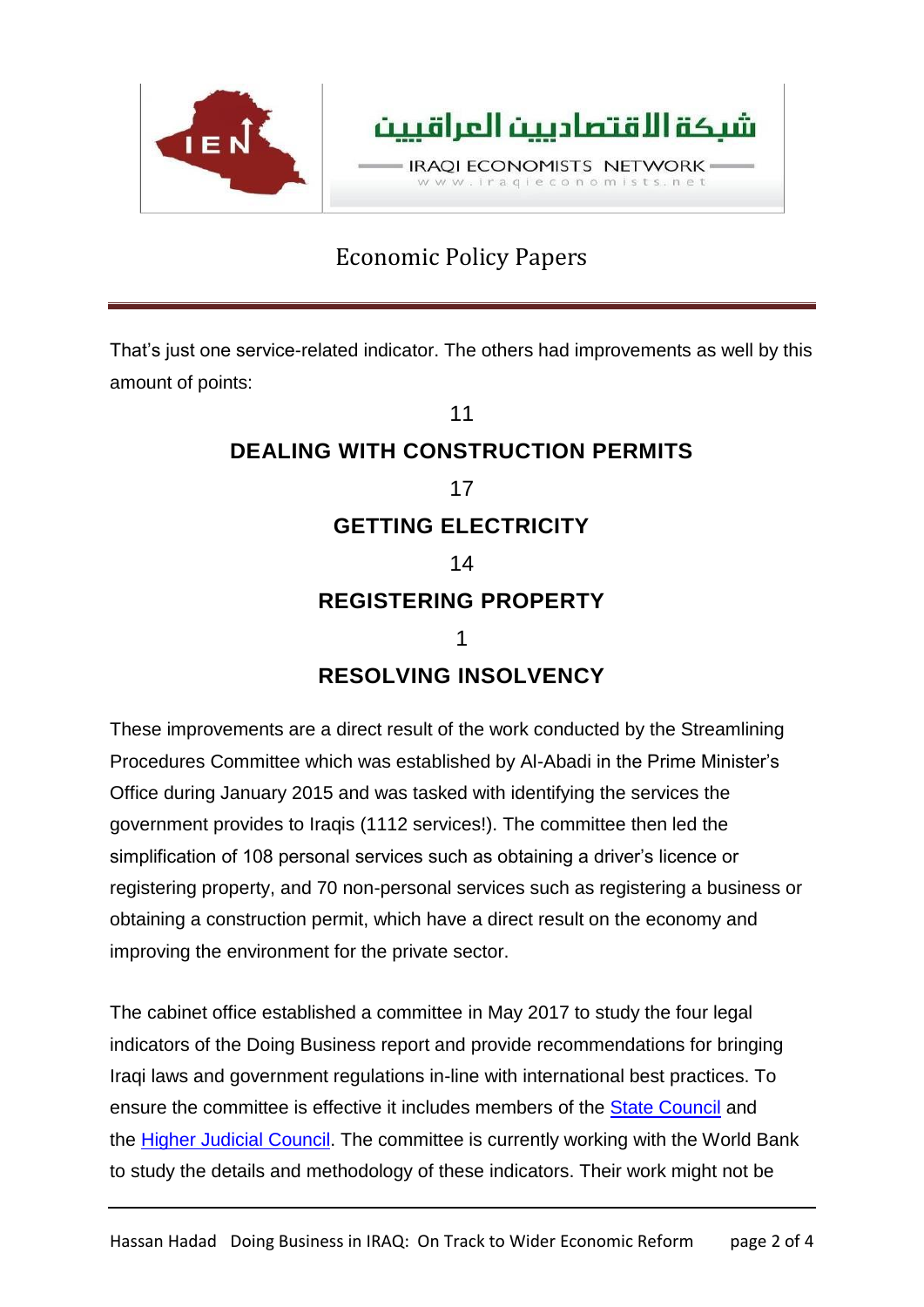That's just one service-related indicator. The others had improvements as well by this amount of points:

11

**DEALING WITH CONSTRUCTION PERMITS**

17

**GETTING ELECTRICITY**

14

**REGISTERING PROPERTY**

1

**RESOLVING INSOLVENCY**

These improvements are a direct result of the work conducted by the Streamlining Procedures Committee which was established by Al-Abadi in the Prime Minister's Office during January 2015 and was tasked with identifying the services the government provides to Iraqis (1112 services!). The committee then led the simplification of 108 personal services such as obtaining a driver's licence or registering property, and 70 non-personal services such as registering a business or obtaining a construction permit, which have a direct result on the economy and improving the environment for the private sector.

The cabinet office established a committee in May 2017 to study the four legal indicators of the Doing Business report and provide recommendations for bringing Iraqi laws and government regulations in-line with international best practices. To ensure the committee is effective it includes members of the State Council and the Higher Judicial Council. The committee is currently working with the World Bank to study the details and methodology of these indicators. Their work might not be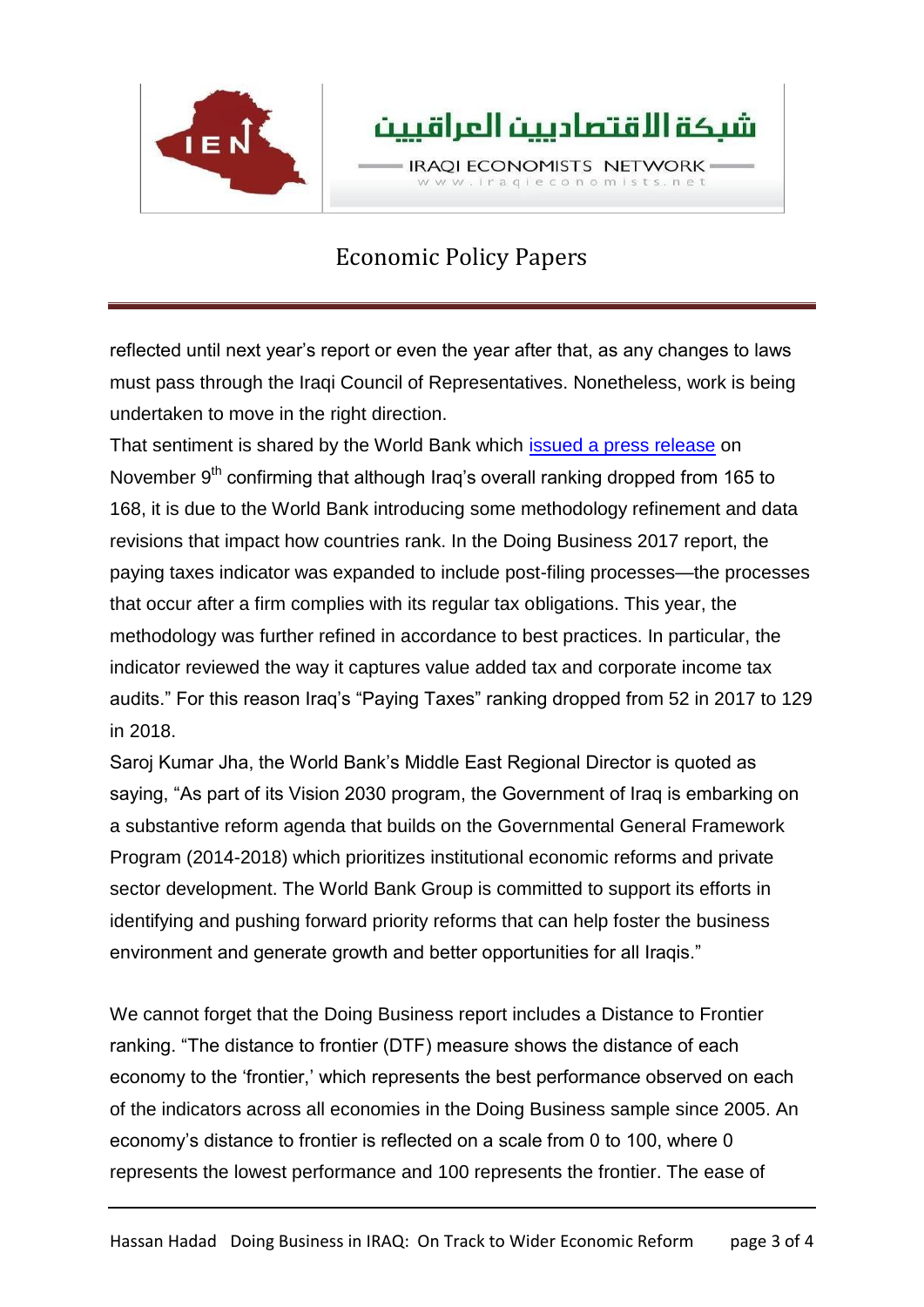reflected until next year's report or even the year after that, as any changes to laws must pass through the Iraqi Council of Representatives. Nonetheless, work is being undertaken to move in the right direction.

That sentiment is shared by the World Bank which issued a press release on November 9th confirming that although Iraq's overall ranking dropped from 165 to 168, it is due to the World Bank introducing some methodology refinement and data revisions that impact how countries rank. In the Doing Business 2017 report, the paying taxes indicator was expanded to include post-filing processes—the processes that occur after a firm complies with its regular tax obligations. This year, the methodology was further refined in accordance to best practices. In particular, the indicator reviewed the way it captures value added tax and corporate income tax audits." For this reason Iraq's "Paying Taxes" ranking dropped from 52 in 2017 to 129 in 2018.

Saroj Kumar Jha, the World Bank's Middle East Regional Director is quoted as saying, "As part of its Vision 2030 program, the Government of Iraq is embarking on a substantive reform agenda that builds on the Governmental General Framework Program (2014-2018) which prioritizes institutional economic reforms and private sector development. The World Bank Group is committed to support its efforts in identifying and pushing forward priority reforms that can help foster the business environment and generate growth and better opportunities for all Iraqis."

We cannot forget that the Doing Business report includes a Distance to Frontier ranking. "The distance to frontier (DTF) measure shows the distance of each economy to the 'frontier,' which represents the best performance observed on each of the indicators across all economies in the Doing Business sample since 2005. An economy's distance to frontier is reflected on a scale from 0 to 100, where 0 represents the lowest performance and 100 represents the frontier. The ease of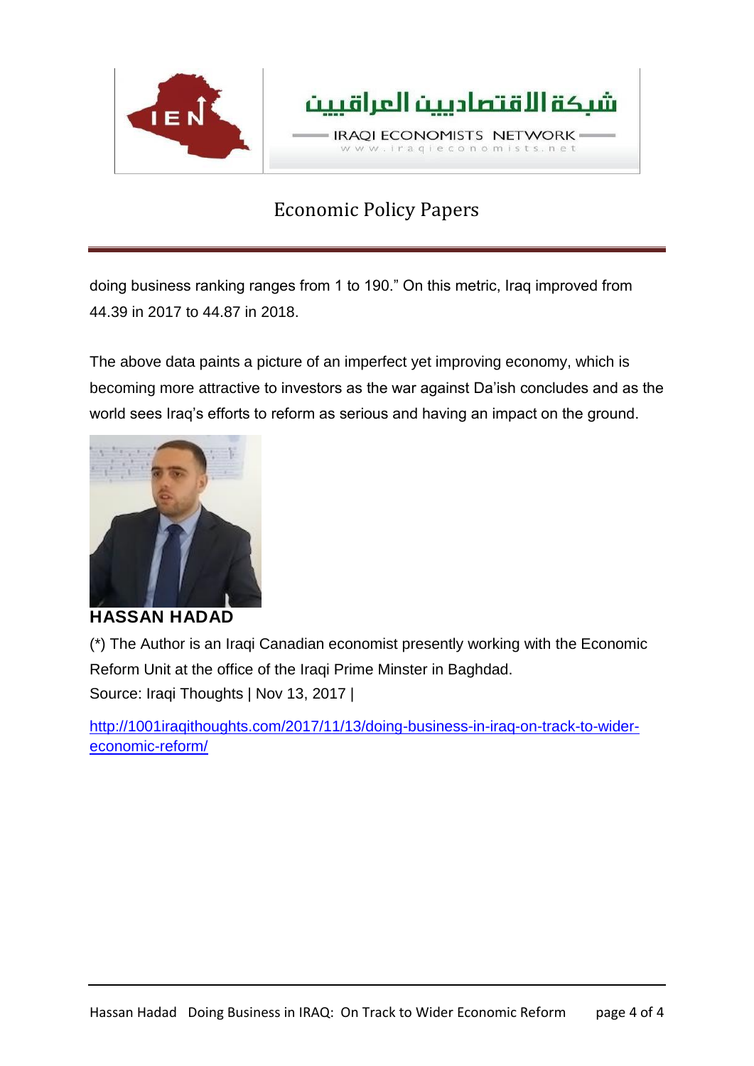doing business ranking ranges from 1 to 190." On this metric, Iraq improved from 44.39 in 2017 to 44.87 in 2018.

The above data paints a picture of an imperfect yet improving economy, which is becoming more attractive to investors as the war against Da'ish concludes and as the world sees Iraq's efforts to reform as serious and having an impact on the ground.

**HASSAN HADAD**

(*) The Author is an Iraqi Canadian economist presently working with the Economic Reform Unit at the office of the Iraqi Prime Minster in Baghdad.

Source: Iraqi Thoughts | Nov 13, 2017 |

[http://1001iraqithoughts.com/2017/11/13/doing-business-in-iraq-on-track-to-wider-economic-reform/](http://1001iraqithoughts.com/2017/11/13/doing-business-in-iraq-on-track-to-wider-economic-reform/)